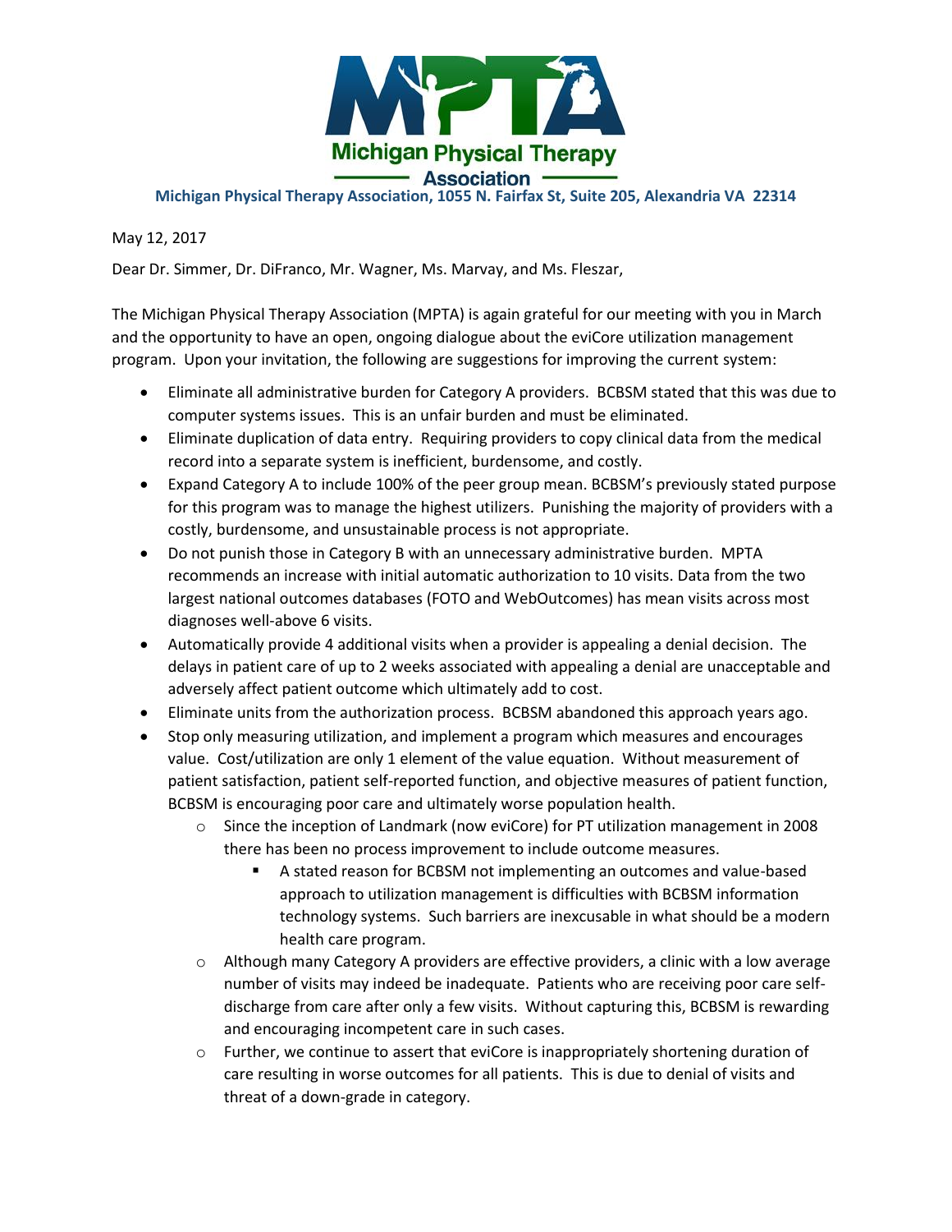Michigan Physical Therapy Association

**Michigan Physical Therapy Association, 1055 N. Fairfax St, Suite 205, Alexandria VA 22314**

May 12, 2017

Dear Dr. Simmer, Dr. DiFranco, Mr. Wagner, Ms. Marvay, and Ms. Fleszar,

The Michigan Physical Therapy Association (MPTA) is again grateful for our meeting with you in March and the opportunity to have an open, ongoing dialogue about the eviCore utilization management program. Upon your invitation, the following are suggestions for improving the current system:

- Eliminate all administrative burden for Category A providers. BCBSM stated that this was due to computer systems issues. This is an unfair burden and must be eliminated.
- Eliminate duplication of data entry. Requiring providers to copy clinical data from the medical record into a separate system is inefficient, burdensome, and costly.
- Expand Category A to include 100% of the peer group mean. BCBSM's previously stated purpose for this program was to manage the highest utilizers. Punishing the majority of providers with a costly, burdensome, and unsustainable process is not appropriate.
- Do not punish those in Category B with an unnecessary administrative burden. MPTA recommends an increase with initial automatic authorization to 10 visits. Data from the two largest national outcomes databases (FOTO and WebOutcomes) has mean visits across most diagnoses well-above 6 visits.
- Automatically provide 4 additional visits when a provider is appealing a denial decision. The delays in patient care of up to 2 weeks associated with appealing a denial are unacceptable and adversely affect patient outcome which ultimately add to cost.
- Eliminate units from the authorization process. BCBSM abandoned this approach years ago.
- Stop only measuring utilization, and implement a program which measures and encourages value. Cost/utilization are only 1 element of the value equation. Without measurement of patient satisfaction, patient self-reported function, and objective measures of patient function, BCBSM is encouraging poor care and ultimately worse population health.
  - Since the inception of Landmark (now eviCore) for PT utilization management in 2008 there has been no process improvement to include outcome measures.
    - A stated reason for BCBSM not implementing an outcomes and value-based approach to utilization management is difficulties with BCBSM information technology systems. Such barriers are inexcusable in what should be a modern health care program.
  - Although many Category A providers are effective providers, a clinic with a low average number of visits may indeed be inadequate. Patients who are receiving poor care self-discharge from care after only a few visits. Without capturing this, BCBSM is rewarding and encouraging incompetent care in such cases.
  - Further, we continue to assert that eviCore is inappropriately shortening duration of care resulting in worse outcomes for all patients. This is due to denial of visits and threat of a down-grade in category.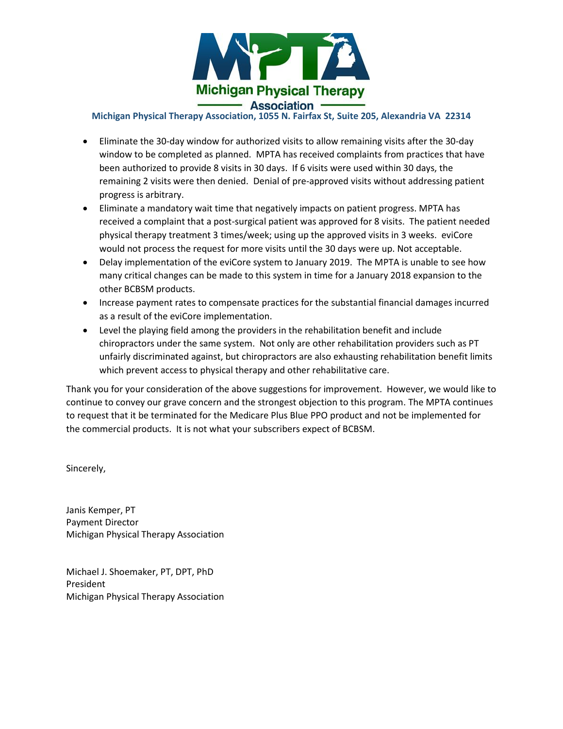Michigan Physical Therapy Association

Michigan Physical Therapy Association, 1055 N. Fairfax St, Suite 205, Alexandria VA 22314

- Eliminate the 30-day window for authorized visits to allow remaining visits after the 30-day window to be completed as planned. MPTA has received complaints from practices that have been authorized to provide 8 visits in 30 days. If 6 visits were used within 30 days, the remaining 2 visits were then denied. Denial of pre-approved visits without addressing patient progress is arbitrary.
- Eliminate a mandatory wait time that negatively impacts on patient progress. MPTA has received a complaint that a post-surgical patient was approved for 8 visits. The patient needed physical therapy treatment 3 times/week; using up the approved visits in 3 weeks. eviCore would not process the request for more visits until the 30 days were up. Not acceptable.
- Delay implementation of the eviCore system to January 2019. The MPTA is unable to see how many critical changes can be made to this system in time for a January 2018 expansion to the other BCBSM products.
- Increase payment rates to compensate practices for the substantial financial damages incurred as a result of the eviCore implementation.
- Level the playing field among the providers in the rehabilitation benefit and include chiropractors under the same system. Not only are other rehabilitation providers such as PT unfairly discriminated against, but chiropractors are also exhausting rehabilitation benefit limits which prevent access to physical therapy and other rehabilitative care.

Thank you for your consideration of the above suggestions for improvement. However, we would like to continue to convey our grave concern and the strongest objection to this program. The MPTA continues to request that it be terminated for the Medicare Plus Blue PPO product and not be implemented for the commercial products. It is not what your subscribers expect of BCBSM.

Sincerely,

Janis Kemper, PT  
Payment Director  
Michigan Physical Therapy Association

Michael J. Shoemaker, PT, DPT, PhD  
President  
Michigan Physical Therapy Association